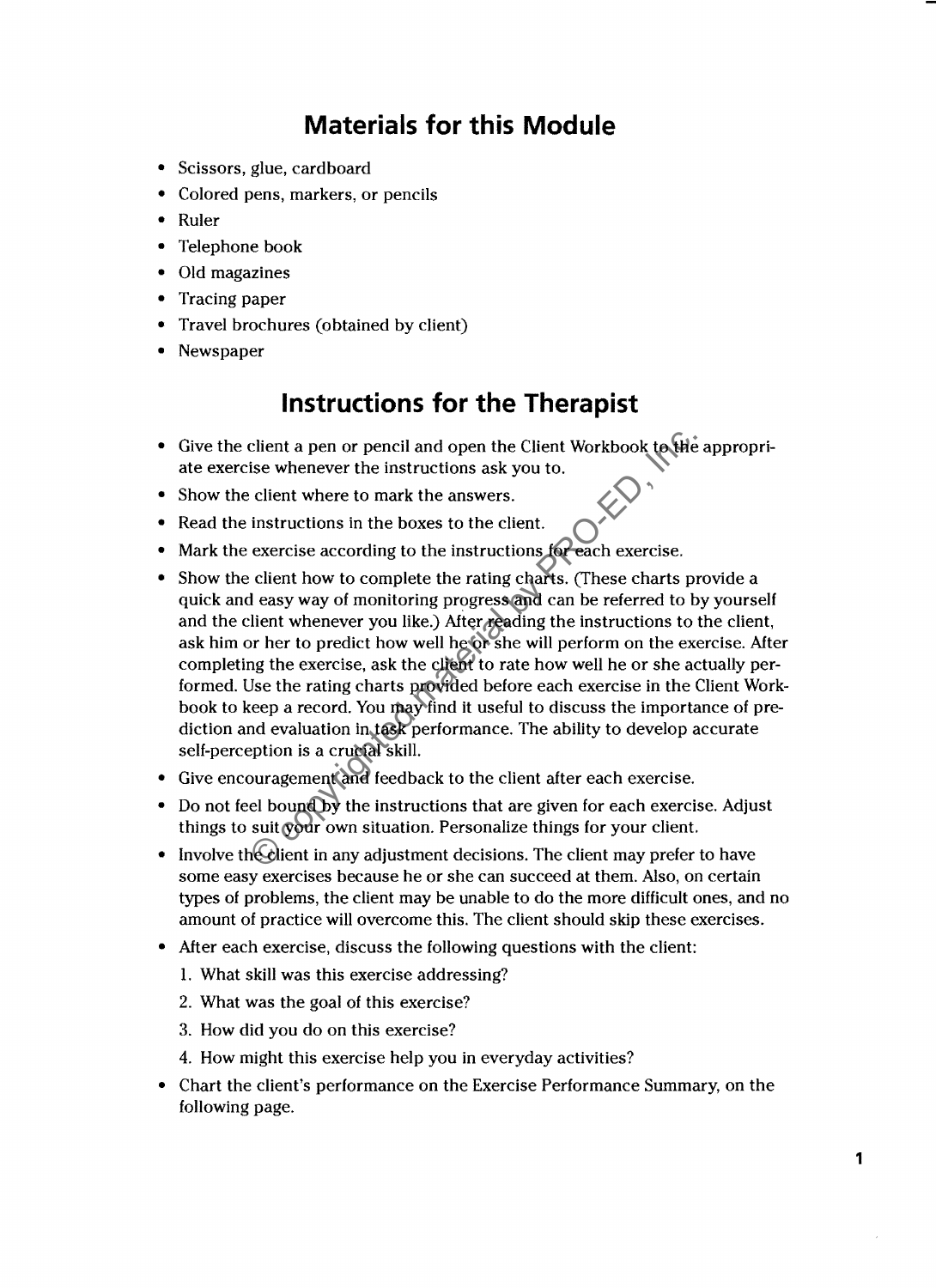## Materials for this Module

- Scissors, glue, cardboard
- Colored pens, markers, or pencils
- Ruler
- Telephone book
- Old magazines
- Tracing paper
- Travel brochures (obtained by client)
- Newspaper

## Instructions for the Therapist

- Give the client a pen or pencil and open the Client Workbook to the appropriate exercise whenever the instructions ask you to.
- Show the client where to mark the answers.
- Read the instructions in the boxes to the client.
- Mark the exercise according to the instructions for each exercise.
- Show the client how to complete the rating charts. (These charts provide a quick and easy way of monitoring progress and can be referred to by yourself and the client whenever you like.) After reading the instructions to the client, ask him or her to predict how well he or she will perform on the exercise. After completing the exercise, ask the client to rate how well he or she actually performed. Use the rating charts provided before each exercise in the Client Workbook to keep a record. You may find it useful to discuss the importance of prediction and evaluation in task performance. The ability to develop accurate self-perception is a crucial skill.
- Give encouragement and feedback to the client after each exercise.
- Do not feel bound by the instructions that are given for each exercise. Adjust things to suit your own situation. Personalize things for your client.
- Involve the client in any adjustment decisions. The client may prefer to have some easy exercises because he or she can succeed at them. Also, on certain types of problems, the client may be unable to do the more difficult ones, and no amount of practice will overcome this. The client should skip these exercises.
- After each exercise, discuss the following questions with the client:
  1. What skill was this exercise addressing?
  2. What was the goal of this exercise?
  3. How did you do on this exercise?
  4. How might this exercise help you in everyday activities?
- Chart the client's performance on the Exercise Performance Summary, on the following page.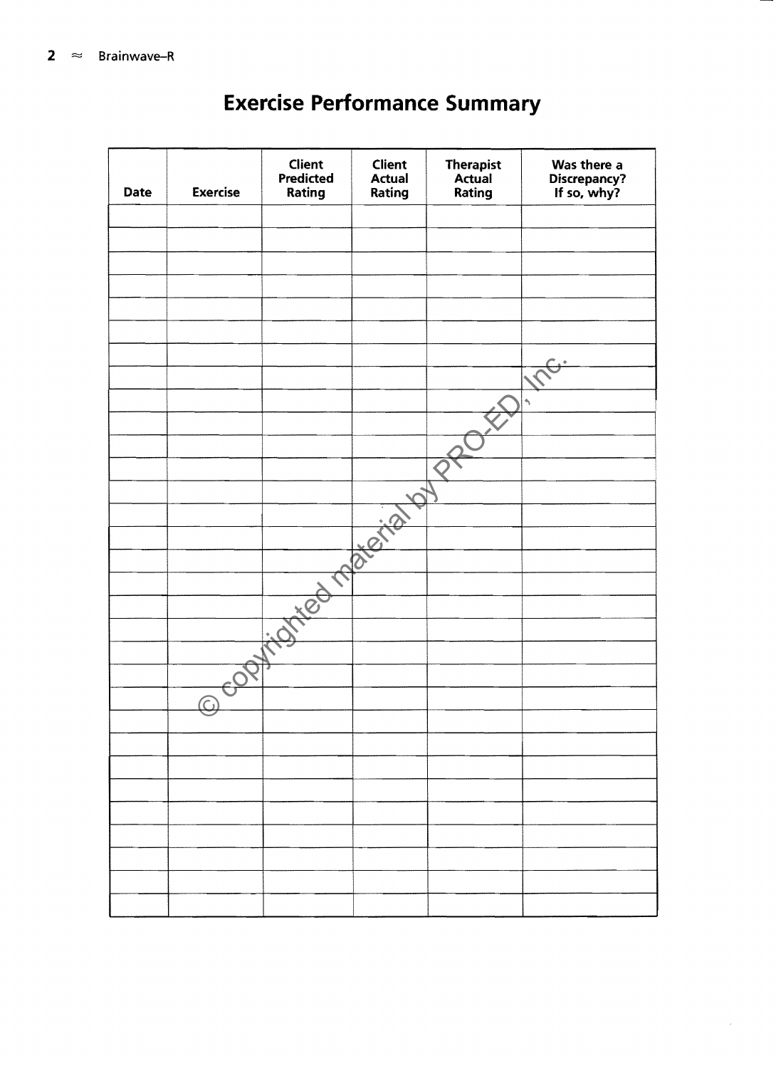# Exercise Performance Summary

| Date | Exercise | Client Predicted Rating | Client Actual Rating | Therapist Actual Rating | Was there a Discrepancy? If so, why? |
|---|---|---|---|---|---|
| | | | | | |
| | | | | | |
| | | | | | |
| | | | | | |
| | | | | | |
| | | | | | |
| | | | | | |
| | | | | | |
| | | | | | |
| | | | | | |
| | | | | | |
| | | | | | |
| | | | | | |
| | | | | | |
| | | | | | |
| | | | | | |
| | | | | | |
| | | | | | |
| | | | | | |
| | | | | | |
| | | | | | |
| | | | | | |
| | | | | | |
| | | | | | |
| | | | | | |
| | | | | | |
| | | | | | |
| | | | | | |
| | | | | | |
| | | | | | |
| | | | | | |

© copyrighted material by PRO-ED, Inc.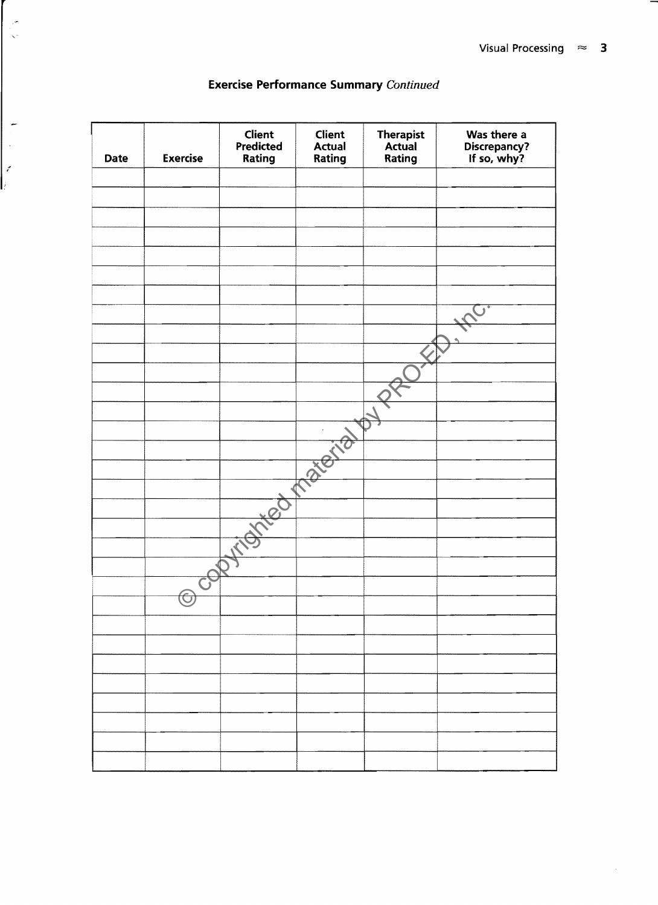## Exercise Performance Summary *Continued*

| Date | Exercise | Client Predicted Rating | Client Actual Rating | Therapist Actual Rating | Was there a Discrepancy? If so, why? |
|---|---|---|---|---|---|
| | | | | | |
| | | | | | |
| | | | | | |
| | | | | | |
| | | | | | |
| | | | | | |
| | | | | | |
| | | | | | |
| | | | | | |
| | | | | | |
| | | | | | |
| | | | | | |
| | | | | | |
| | | | | | |
| | | | | | |
| | | | | | |
| | | | | | |
| | | | | | |
| | | | | | |
| | | | | | |
| | | | | | |
| | | | | | |
| | | | | | |
| | | | | | |
| | | | | | |
| | | | | | |
| | | | | | |
| | | | | | |
| | | | | | |
| | | | | | |
| | | | | | |
| | | | | | |
| | | | | | |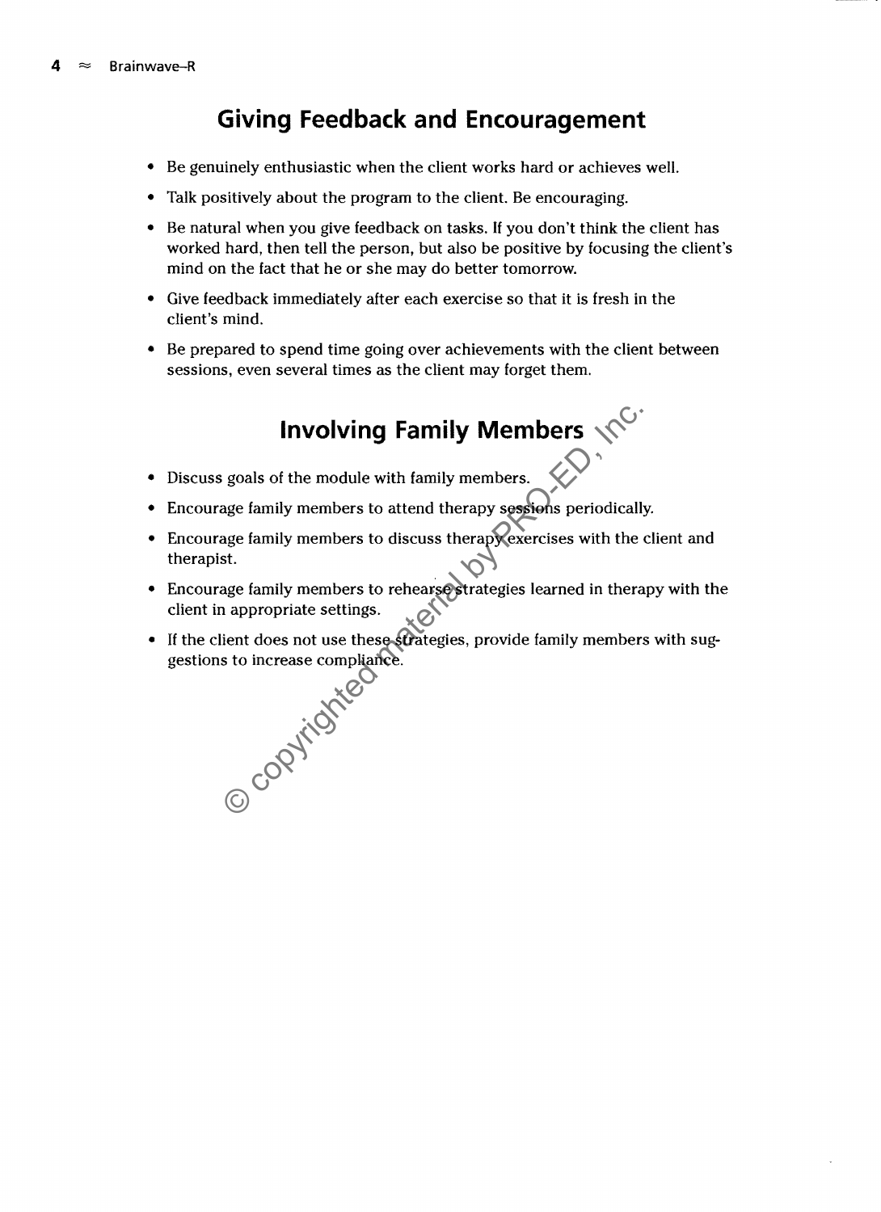## Giving Feedback and Encouragement

- Be genuinely enthusiastic when the client works hard or achieves well.
- Talk positively about the program to the client. Be encouraging.
- Be natural when you give feedback on tasks. If you don't think the client has worked hard, then tell the person, but also be positive by focusing the client's mind on the fact that he or she may do better tomorrow.
- Give feedback immediately after each exercise so that it is fresh in the client's mind.
- Be prepared to spend time going over achievements with the client between sessions, even several times as the client may forget them.

## Involving Family Members

- Discuss goals of the module with family members.
- Encourage family members to attend therapy sessions periodically.
- Encourage family members to discuss therapy exercises with the client and therapist.
- Encourage family members to rehearse strategies learned in therapy with the client in appropriate settings.
- If the client does not use these strategies, provide family members with suggestions to increase compliance.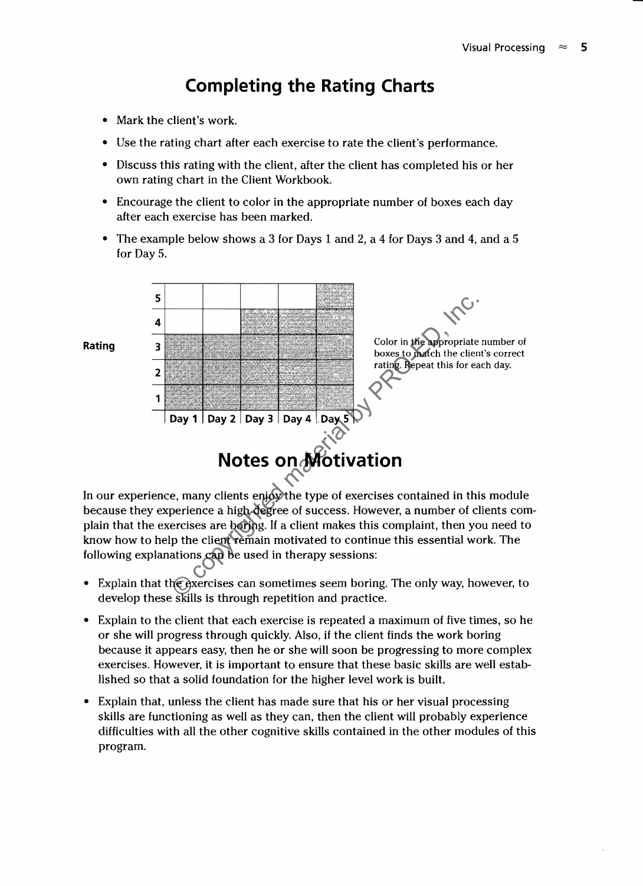## Completing the Rating Charts

- Mark the client's work.
- Use the rating chart after each exercise to rate the client's performance.
- Discuss this rating with the client, after the client has completed his or her own rating chart in the Client Workbook.
- Encourage the client to color in the appropriate number of boxes each day after each exercise has been marked.
- The example below shows a 3 for Days 1 and 2, a 4 for Days 3 and 4, and a 5 for Day 5.

Rating

5
4
3
2
1

Day 1 Day 2 Day 3 Day 4 Day 5

Color in the appropriate number of boxes to match the client's correct rating. Repeat this for each day.

## Notes on Motivation

In our experience, many clients enjoy the type of exercises contained in this module because they experience a high degree of success. However, a number of clients complain that the exercises are boring. If a client makes this complaint, then you need to know how to help the client remain motivated to continue this essential work. The following explanations can be used in therapy sessions:

- Explain that the exercises can sometimes seem boring. The only way, however, to develop these skills is through repetition and practice.
- Explain to the client that each exercise is repeated a maximum of five times, so he or she will progress through quickly. Also, if the client finds the work boring because it appears easy, then he or she will soon be progressing to more complex exercises. However, it is important to ensure that these basic skills are well established so that a solid foundation for the higher level work is built.
- Explain that, unless the client has made sure that his or her visual processing skills are functioning as well as they can, then the client will probably experience difficulties with all the other cognitive skills contained in the other modules of this program.